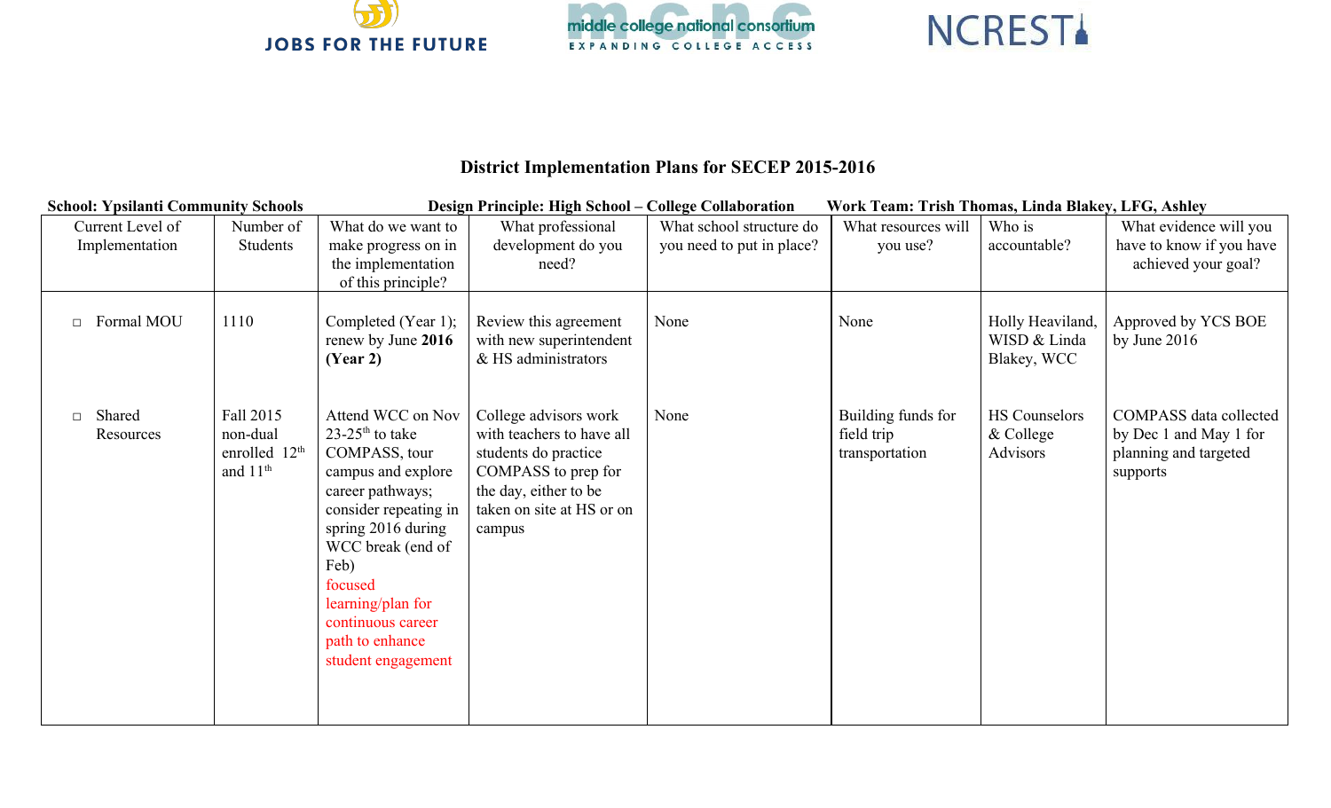JOBS FOR THE FUTURE    middle college national consortium EXPANDING COLLEGE ACCESS    NCREST

# District Implementation Plans for SECEP 2015-2016

**School: Ypsilanti Community Schools** **Design Principle: High School – College Collaboration** **Work Team: Trish Thomas, Linda Blakey, LFG, Ashley**

| Current Level of Implementation | Number of Students | What do we want to make progress on in the implementation of this principle? | What professional development do you need? | What school structure do you need to put in place? | What resources will you use? | Who is accountable? | What evidence will you have to know if you have achieved your goal? |
|---|---|---|---|---|---|---|---|
| ▫ Formal MOU | 1110 | Completed (Year 1); renew by June **2016 (Year 2)** | Review this agreement with new superintendent & HS administrators | None | None | Holly Heaviland, WISD & Linda Blakey, WCC | Approved by YCS BOE by June 2016 |
| ▫ Shared Resources | Fall 2015 non-dual enrolled 12th and 11th | Attend WCC on Nov 23-25th to take COMPASS, tour campus and explore career pathways; consider repeating in spring 2016 during WCC break (end of Feb) focused learning/plan for continuous career path to enhance student engagement | College advisors work with teachers to have all students do practice COMPASS to prep for the day, either to be taken on site at HS or on campus | None | Building funds for field trip transportation | HS Counselors & College Advisors | COMPASS data collected by Dec 1 and May 1 for planning and targeted supports |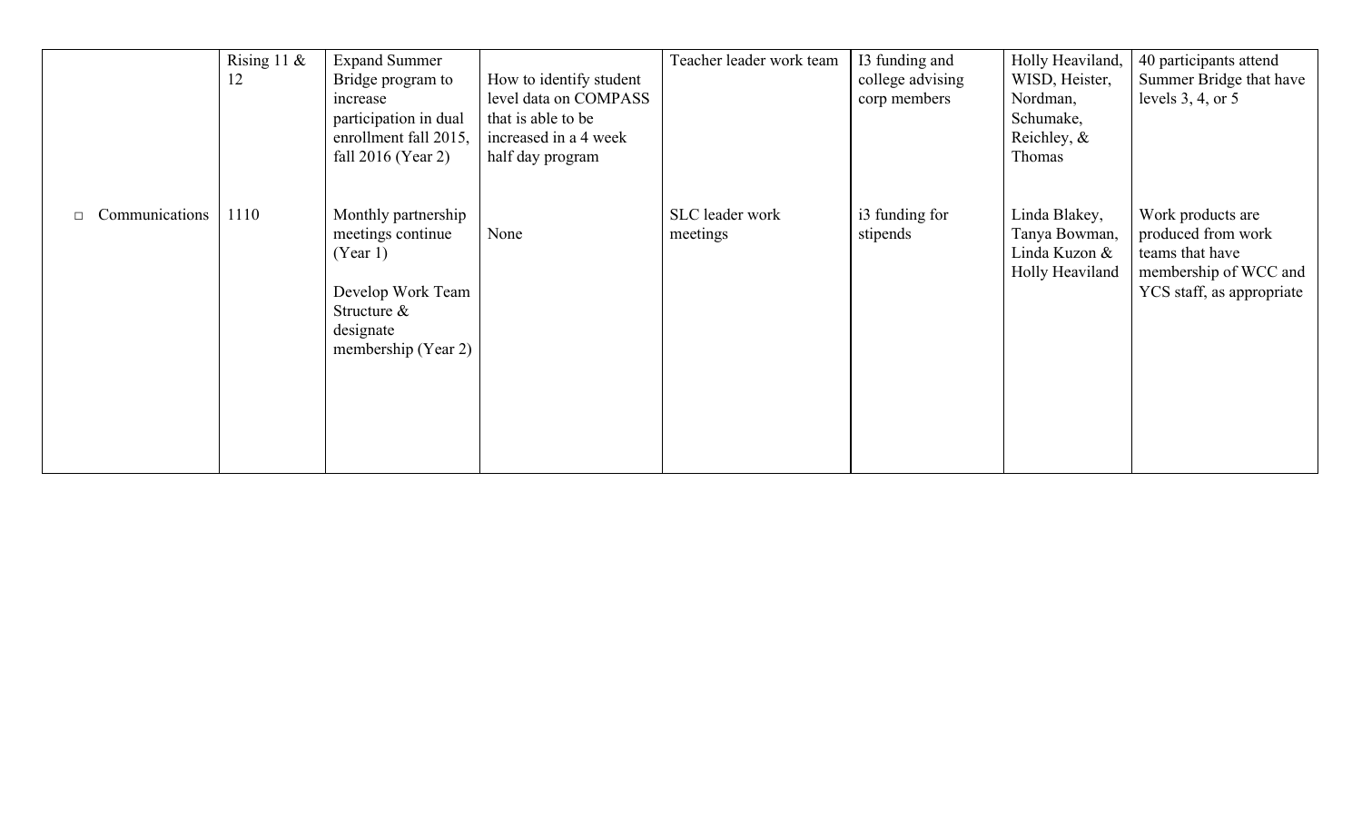| | | | | | | | |
|---|---|---|---|---|---|---|---|
| | Rising 11 & 12 | Expand Summer Bridge program to increase participation in dual enrollment fall 2015, fall 2016 (Year 2) | How to identify student level data on COMPASS that is able to be increased in a 4 week half day program | Teacher leader work team | I3 funding and college advising corp members | Holly Heaviland, WISD, Heister, Nordman, Schumake, Reichley, & Thomas | 40 participants attend Summer Bridge that have levels 3, 4, or 5 |
| □ Communications | 1110 | Monthly partnership meetings continue (Year 1)<br><br>Develop Work Team Structure & designate membership (Year 2) | None | SLC leader work meetings | i3 funding for stipends | Linda Blakey, Tanya Bowman, Linda Kuzon & Holly Heaviland | Work products are produced from work teams that have membership of WCC and YCS staff, as appropriate |